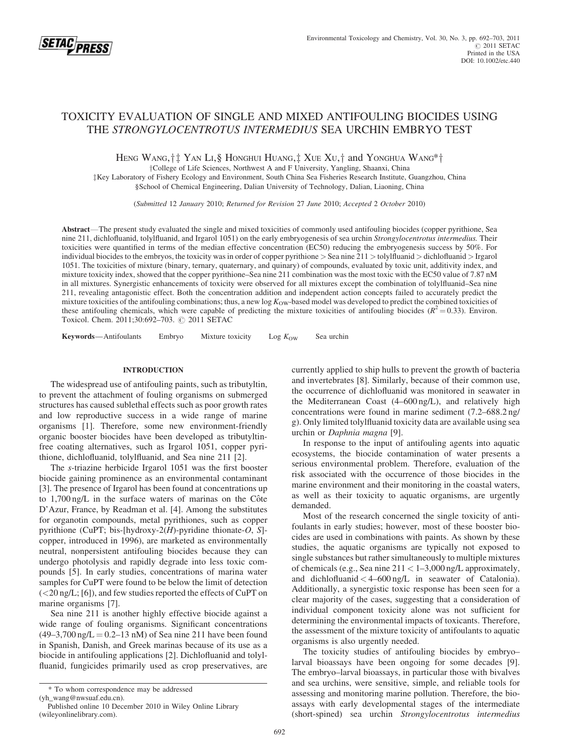# TOXICITY EVALUATION OF SINGLE AND MIXED ANTIFOULING BIOCIDES USING THE *STRONGYLOCENTROTUS INTERMEDIUS* SEA URCHIN EMBRYO TEST

HENG WANG,†‡ YAN LI,§ HONGHUI HUANG,‡ XUE XU,† and YONGHUA WANG*†

†College of Life Sciences, Northwest A and F University, Yangling, Shaanxi, China
‡Key Laboratory of Fishery Ecology and Environment, South China Sea Fisheries Research Institute, Guangzhou, China
§School of Chemical Engineering, Dalian University of Technology, Dalian, Liaoning, China

(*Submitted* 12 *January* 2010; *Returned for Revision* 27 *June* 2010; *Accepted* 2 *October* 2010)

**Abstract**—The present study evaluated the single and mixed toxicities of commonly used antifouling biocides (copper pyrithione, Sea nine 211, dichlofluanid, tolylfluanid, and Irgarol 1051) on the early embryogenesis of sea urchin *Strongylocentrotus intermedius*. Their toxicities were quantified in terms of the median effective concentration (EC50) reducing the embryogenesis success by 50%. For individual biocides to the embryos, the toxicity was in order of copper pyrithione > Sea nine 211 > tolylfluanid > dichlofluanid > Irgarol 1051. The toxicities of mixture (binary, ternary, quaternary, and quinary) of compounds, evaluated by toxic unit, additivity index, and mixture toxicity index, showed that the copper pyrithione–Sea nine 211 combination was the most toxic with the EC50 value of 7.87 nM in all mixtures. Synergistic enhancements of toxicity were observed for all mixtures except the combination of tolylfluanid–Sea nine 211, revealing antagonistic effect. Both the concentration addition and independent action concepts failed to accurately predict the mixture toxicities of the antifouling combinations; thus, a new log $K_{OW}$-based model was developed to predict the combined toxicities of these antifouling chemicals, which were capable of predicting the mixture toxicities of antifouling biocides ($R^2 = 0.33$). Environ. Toxicol. Chem. 2011;30:692–703. © 2011 SETAC

**Keywords**—Antifoulants  Embryo  Mixture toxicity  Log $K_{OW}$  Sea urchin

## INTRODUCTION

The widespread use of antifouling paints, such as tributyltin, to prevent the attachment of fouling organisms on submerged structures has caused sublethal effects such as poor growth rates and low reproductive success in a wide range of marine organisms [1]. Therefore, some new environment-friendly organic booster biocides have been developed as tributyltin-free coating alternatives, such as Irgarol 1051, copper pyrithione, dichlofluanid, tolylfluanid, and Sea nine 211 [2].

The *s*-triazine herbicide Irgarol 1051 was the first booster biocide gaining prominence as an environmental contaminant [3]. The presence of Irgarol has been found at concentrations up to 1,700 ng/L in the surface waters of marinas on the Côte D'Azur, France, by Readman et al. [4]. Among the substitutes for organotin compounds, metal pyrithiones, such as copper pyrithione (CuPT; bis-[hydroxy-2(*H*)-pyridine thionate-*O*, *S*]-copper, introduced in 1996), are marketed as environmentally neutral, nonpersistent antifouling biocides because they can undergo photolysis and rapidly degrade into less toxic compounds [5]. In early studies, concentrations of marina water samples for CuPT were found to be below the limit of detection (<20 ng/L; [6]), and few studies reported the effects of CuPT on marine organisms [7].

Sea nine 211 is another highly effective biocide against a wide range of fouling organisms. Significant concentrations (49–3,700 ng/L = 0.2–13 nM) of Sea nine 211 have been found in Spanish, Danish, and Greek marinas because of its use as a biocide in antifouling applications [2]. Dichlofluanid and tolylfluanid, fungicides primarily used as crop preservatives, are currently applied to ship hulls to prevent the growth of bacteria and invertebrates [8]. Similarly, because of their common use, the occurrence of dichlofluanid was monitored in seawater in the Mediterranean Coast (4–600 ng/L), and relatively high concentrations were found in marine sediment (7.2–688.2 ng/g). Only limited tolylfluanid toxicity data are available using sea urchin or *Daphnia magna* [9].

In response to the input of antifouling agents into aquatic ecosystems, the biocide contamination of water presents a serious environmental problem. Therefore, evaluation of the risk associated with the occurrence of those biocides in the marine environment and their monitoring in the coastal waters, as well as their toxicity to aquatic organisms, are urgently demanded.

Most of the research concerned the single toxicity of antifoulants in early studies; however, most of these booster biocides are used in combinations with paints. As shown by these studies, the aquatic organisms are typically not exposed to single substances but rather simultaneously to multiple mixtures of chemicals (e.g., Sea nine 211 < 1–3,000 ng/L approximately, and dichlofluanid < 4–600 ng/L in seawater of Catalonia). Additionally, a synergistic toxic response has been seen for a clear majority of the cases, suggesting that a consideration of individual component toxicity alone was not sufficient for determining the environmental impacts of toxicants. Therefore, the assessment of the mixture toxicity of antifoulants to aquatic organisms is also urgently needed.

The toxicity studies of antifouling biocides by embryo–larval bioassays have been ongoing for some decades [9]. The embryo–larval bioassays, in particular those with bivalves and sea urchins, were sensitive, simple, and reliable tools for assessing and monitoring marine pollution. Therefore, the bioassays with early developmental stages of the intermediate (short-spined) sea urchin *Strongylocentrotus intermedius*

\* To whom correspondence may be addressed (yh_wang@nwsuaf.edu.cn).
Published online 10 December 2010 in Wiley Online Library (wileyonlinelibrary.com).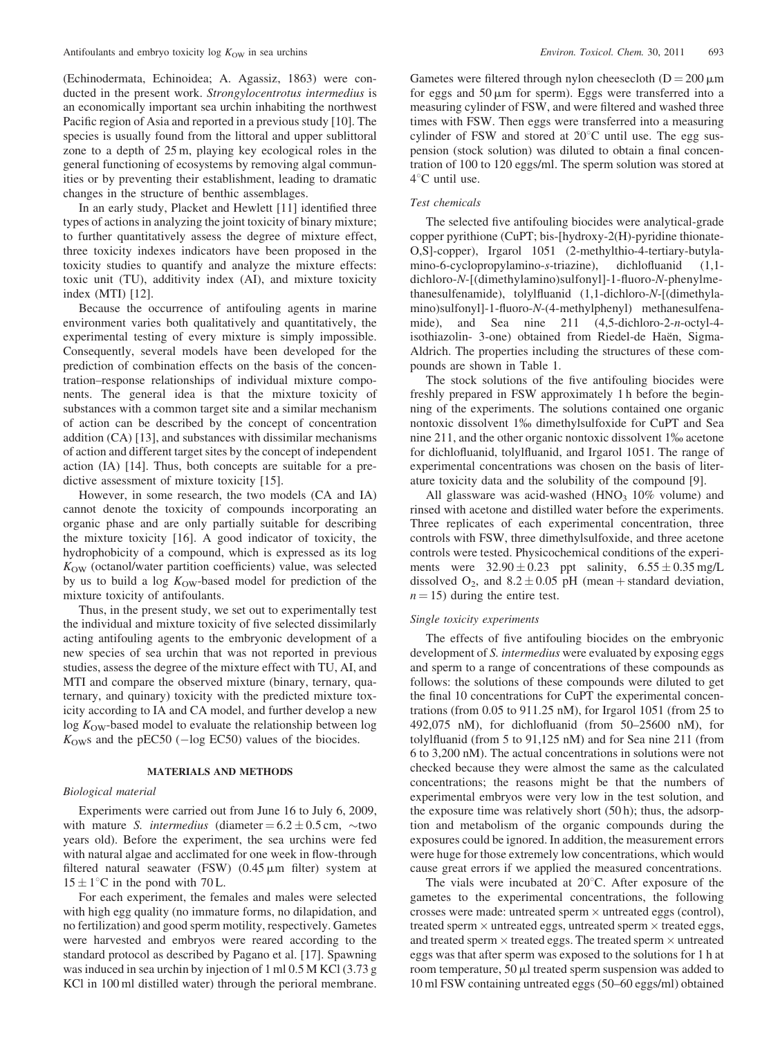(Echinodermata, Echinoidea; A. Agassiz, 1863) were conducted in the present work. *Strongylocentrotus intermedius* is an economically important sea urchin inhabiting the northwest Pacific region of Asia and reported in a previous study [10]. The species is usually found from the littoral and upper sublittoral zone to a depth of 25 m, playing key ecological roles in the general functioning of ecosystems by removing algal communities or by preventing their establishment, leading to dramatic changes in the structure of benthic assemblages.

In an early study, Placket and Hewlett [11] identified three types of actions in analyzing the joint toxicity of binary mixture; to further quantitatively assess the degree of mixture effect, three toxicity indexes indicators have been proposed in the toxicity studies to quantify and analyze the mixture effects: toxic unit (TU), additivity index (AI), and mixture toxicity index (MTI) [12].

Because the occurrence of antifouling agents in marine environment varies both qualitatively and quantitatively, the experimental testing of every mixture is simply impossible. Consequently, several models have been developed for the prediction of combination effects on the basis of the concentration–response relationships of individual mixture components. The general idea is that the mixture toxicity of substances with a common target site and a similar mechanism of action can be described by the concept of concentration addition (CA) [13], and substances with dissimilar mechanisms of action and different target sites by the concept of independent action (IA) [14]. Thus, both concepts are suitable for a predictive assessment of mixture toxicity [15].

However, in some research, the two models (CA and IA) cannot denote the toxicity of compounds incorporating an organic phase and are only partially suitable for describing the mixture toxicity [16]. A good indicator of toxicity, the hydrophobicity of a compound, which is expressed as its log $K_{OW}$ (octanol/water partition coefficients) value, was selected by us to build a log $K_{OW}$-based model for prediction of the mixture toxicity of antifoulants.

Thus, in the present study, we set out to experimentally test the individual and mixture toxicity of five selected dissimilarly acting antifouling agents to the embryonic development of a new species of sea urchin that was not reported in previous studies, assess the degree of the mixture effect with TU, AI, and MTI and compare the observed mixture (binary, ternary, quaternary, and quinary) toxicity with the predicted mixture toxicity according to IA and CA model, and further develop a new log $K_{OW}$-based model to evaluate the relationship between log $K_{OW}$s and the pEC50 (−log EC50) values of the biocides.

## MATERIALS AND METHODS

### Biological material

Experiments were carried out from June 16 to July 6, 2009, with mature *S. intermedius* (diameter = 6.2 ± 0.5 cm, ∼two years old). Before the experiment, the sea urchins were fed with natural algae and acclimated for one week in flow-through filtered natural seawater (FSW) (0.45 μm filter) system at 15 ± 1°C in the pond with 70 L.

For each experiment, the females and males were selected with high egg quality (no immature forms, no dilapidation, and no fertilization) and good sperm motility, respectively. Gametes were harvested and embryos were reared according to the standard protocol as described by Pagano et al. [17]. Spawning was induced in sea urchin by injection of 1 ml 0.5 M KCl (3.73 g KCl in 100 ml distilled water) through the perioral membrane. Gametes were filtered through nylon cheesecloth (D = 200 μm for eggs and 50 μm for sperm). Eggs were transferred into a measuring cylinder of FSW, and were filtered and washed three times with FSW. Then eggs were transferred into a measuring cylinder of FSW and stored at 20°C until use. The egg suspension (stock solution) was diluted to obtain a final concentration of 100 to 120 eggs/ml. The sperm solution was stored at 4°C until use.

### Test chemicals

The selected five antifouling biocides were analytical-grade copper pyrithione (CuPT; bis-[hydroxy-2(H)-pyridine thionate-O,S]-copper), Irgarol 1051 (2-methylthio-4-tertiary-butylamino-6-cyclopropylamino-*s*-triazine), dichlofluanid (1,1-dichloro-*N*-[(dimethylamino)sulfonyl]-1-fluoro-*N*-phenylmethanesulfenamide), tolylfluanid (1,1-dichloro-*N*-[(dimethylamino)sulfonyl]-1-fluoro-*N*-(4-methylphenyl) methanesulfenamide), and Sea nine 211 (4,5-dichloro-2-*n*-octyl-4-isothiazolin- 3-one) obtained from Riedel-de Haën, Sigma-Aldrich. The properties including the structures of these compounds are shown in Table 1.

The stock solutions of the five antifouling biocides were freshly prepared in FSW approximately 1 h before the beginning of the experiments. The solutions contained one organic nontoxic dissolvent 1‰ dimethylsulfoxide for CuPT and Sea nine 211, and the other organic nontoxic dissolvent 1‰ acetone for dichlofluanid, tolylfluanid, and Irgarol 1051. The range of experimental concentrations was chosen on the basis of literature toxicity data and the solubility of the compound [9].

All glassware was acid-washed ($HNO_3$ 10% volume) and rinsed with acetone and distilled water before the experiments. Three replicates of each experimental concentration, three controls with FSW, three dimethylsulfoxide, and three acetone controls were tested. Physicochemical conditions of the experiments were 32.90 ± 0.23 ppt salinity, 6.55 ± 0.35 mg/L dissolved $O_2$, and 8.2 ± 0.05 pH (mean + standard deviation, $n = 15$) during the entire test.

### Single toxicity experiments

The effects of five antifouling biocides on the embryonic development of *S. intermedius* were evaluated by exposing eggs and sperm to a range of concentrations of these compounds as follows: the solutions of these compounds were diluted to get the final 10 concentrations for CuPT the experimental concentrations (from 0.05 to 911.25 nM), for Irgarol 1051 (from 25 to 492,075 nM), for dichlofluanid (from 50–25600 nM), for tolylfluanid (from 5 to 91,125 nM) and for Sea nine 211 (from 6 to 3,200 nM). The actual concentrations in solutions were not checked because they were almost the same as the calculated concentrations; the reasons might be that the numbers of experimental embryos were very low in the test solution, and the exposure time was relatively short (50 h); thus, the adsorption and metabolism of the organic compounds during the exposures could be ignored. In addition, the measurement errors were huge for those extremely low concentrations, which would cause great errors if we applied the measured concentrations.

The vials were incubated at 20°C. After exposure of the gametes to the experimental concentrations, the following crosses were made: untreated sperm × untreated eggs (control), treated sperm × untreated eggs, untreated sperm × treated eggs, and treated sperm × treated eggs. The treated sperm × untreated eggs was that after sperm was exposed to the solutions for 1 h at room temperature, 50 μl treated sperm suspension was added to 10 ml FSW containing untreated eggs (50–60 eggs/ml) obtained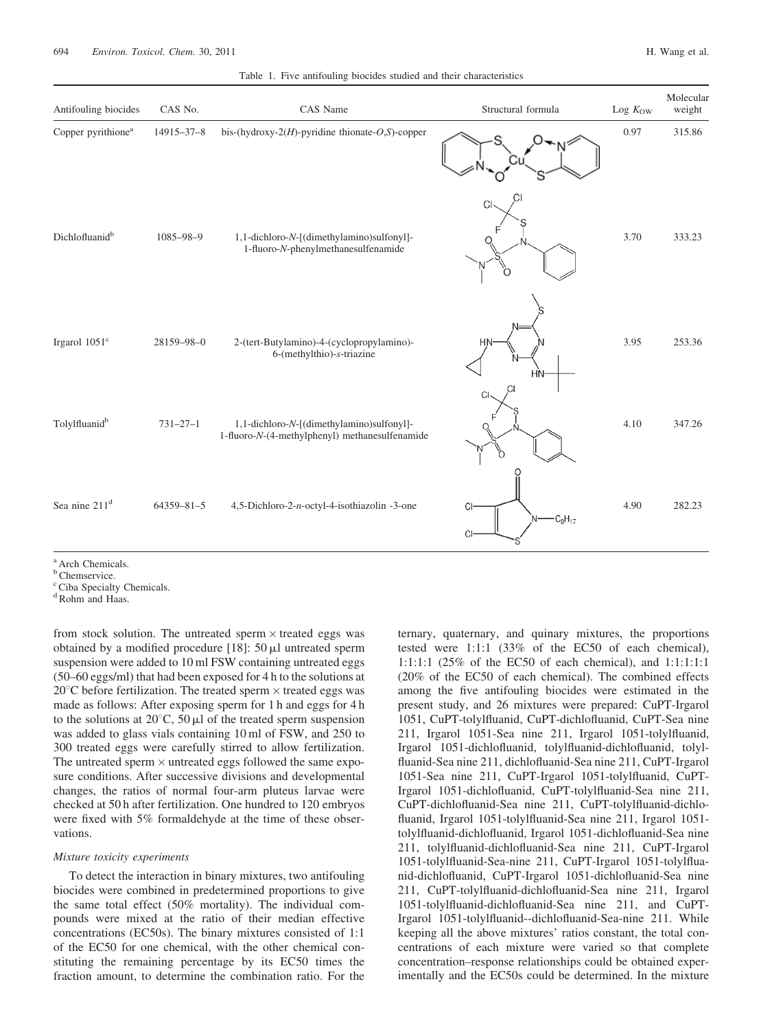Table 1. Five antifouling biocides studied and their characteristics

| Antifouling biocides | CAS No. | CAS Name | Structural formula | Log $K_{OW}$ | Molecular weight |
|---|---|---|---|---|---|
| Copper pyrithione[a] | 14915–37–8 | bis-(hydroxy-2(*H*)-pyridine thionate-*O*,*S*)-copper | | 0.97 | 315.86 |
| Dichlofluanid[b] | 1085–98–9 | 1,1-dichloro-*N*-[(dimethylamino)sulfonyl]-1-fluoro-*N*-phenylmethanesulfenamide | | 3.70 | 333.23 |
| Irgarol 1051[c] | 28159–98–0 | 2-(tert-Butylamino)-4-(cyclopropylamino)-6-(methylthio)-*s*-triazine | | 3.95 | 253.36 |
| Tolylfluanid[b] | 731–27–1 | 1,1-dichloro-*N*-[(dimethylamino)sulfonyl]-1-fluoro-*N*-(4-methylphenyl) methanesulfenamide | | 4.10 | 347.26 |
| Sea nine 211[d] | 64359–81–5 | 4,5-Dichloro-2-*n*-octyl-4-isothiazolin -3-one | | 4.90 | 282.23 |

[a] Arch Chemicals.
[b] Chemservice.
[c] Ciba Specialty Chemicals.
[d] Rohm and Haas.

from stock solution. The untreated sperm × treated eggs was obtained by a modified procedure [18]: 50 μl untreated sperm suspension were added to 10 ml FSW containing untreated eggs (50–60 eggs/ml) that had been exposed for 4 h to the solutions at 20°C before fertilization. The treated sperm × treated eggs was made as follows: After exposing sperm for 1 h and eggs for 4 h to the solutions at 20°C, 50 μl of the treated sperm suspension was added to glass vials containing 10 ml of FSW, and 250 to 300 treated eggs were carefully stirred to allow fertilization. The untreated sperm × untreated eggs followed the same exposure conditions. After successive divisions and developmental changes, the ratios of normal four-arm pluteus larvae were checked at 50 h after fertilization. One hundred to 120 embryos were fixed with 5% formaldehyde at the time of these observations.

*Mixture toxicity experiments*

To detect the interaction in binary mixtures, two antifouling biocides were combined in predetermined proportions to give the same total effect (50% mortality). The individual compounds were mixed at the ratio of their median effective concentrations (EC50s). The binary mixtures consisted of 1:1 of the EC50 for one chemical, with the other chemical constituting the remaining percentage by its EC50 times the fraction amount, to determine the combination ratio. For the ternary, quaternary, and quinary mixtures, the proportions tested were 1:1:1 (33% of the EC50 of each chemical), 1:1:1:1 (25% of the EC50 of each chemical), and 1:1:1:1:1 (20% of the EC50 of each chemical). The combined effects among the five antifouling biocides were estimated in the present study, and 26 mixtures were prepared: CuPT-Irgarol 1051, CuPT-tolylfluanid, CuPT-dichlofluanid, CuPT-Sea nine 211, Irgarol 1051-Sea nine 211, Irgarol 1051-tolylfluanid, Irgarol 1051-dichlofluanid, tolylfluanid-dichlofluanid, tolylfluanid-Sea nine 211, dichlofluanid-Sea nine 211, CuPT-Irgarol 1051-Sea nine 211, CuPT-Irgarol 1051-tolylfluanid, CuPT-Irgarol 1051-dichlofluanid, CuPT-tolylfluanid-Sea nine 211, CuPT-dichlofluanid-Sea nine 211, CuPT-tolylfluanid-dichlofluanid, Irgarol 1051-tolylfluanid-Sea nine 211, Irgarol 1051-tolylfluanid-dichlofluanid, Irgarol 1051-dichlofluanid-Sea nine 211, tolylfluanid-dichlofluanid-Sea nine 211, CuPT-Irgarol 1051-tolylfluanid-Sea-nine 211, CuPT-Irgarol 1051-tolylfluanid-dichlofluanid, CuPT-Irgarol 1051-dichlofluanid-Sea nine 211, CuPT-tolylfluanid-dichlofluanid-Sea nine 211, Irgarol 1051-tolylfluanid-dichlofluanid-Sea nine 211, and CuPT-Irgarol 1051-tolylfluanid--dichlofluanid-Sea-nine 211. While keeping all the above mixtures' ratios constant, the total concentrations of each mixture were varied so that complete concentration–response relationships could be obtained experimentally and the EC50s could be determined. In the mixture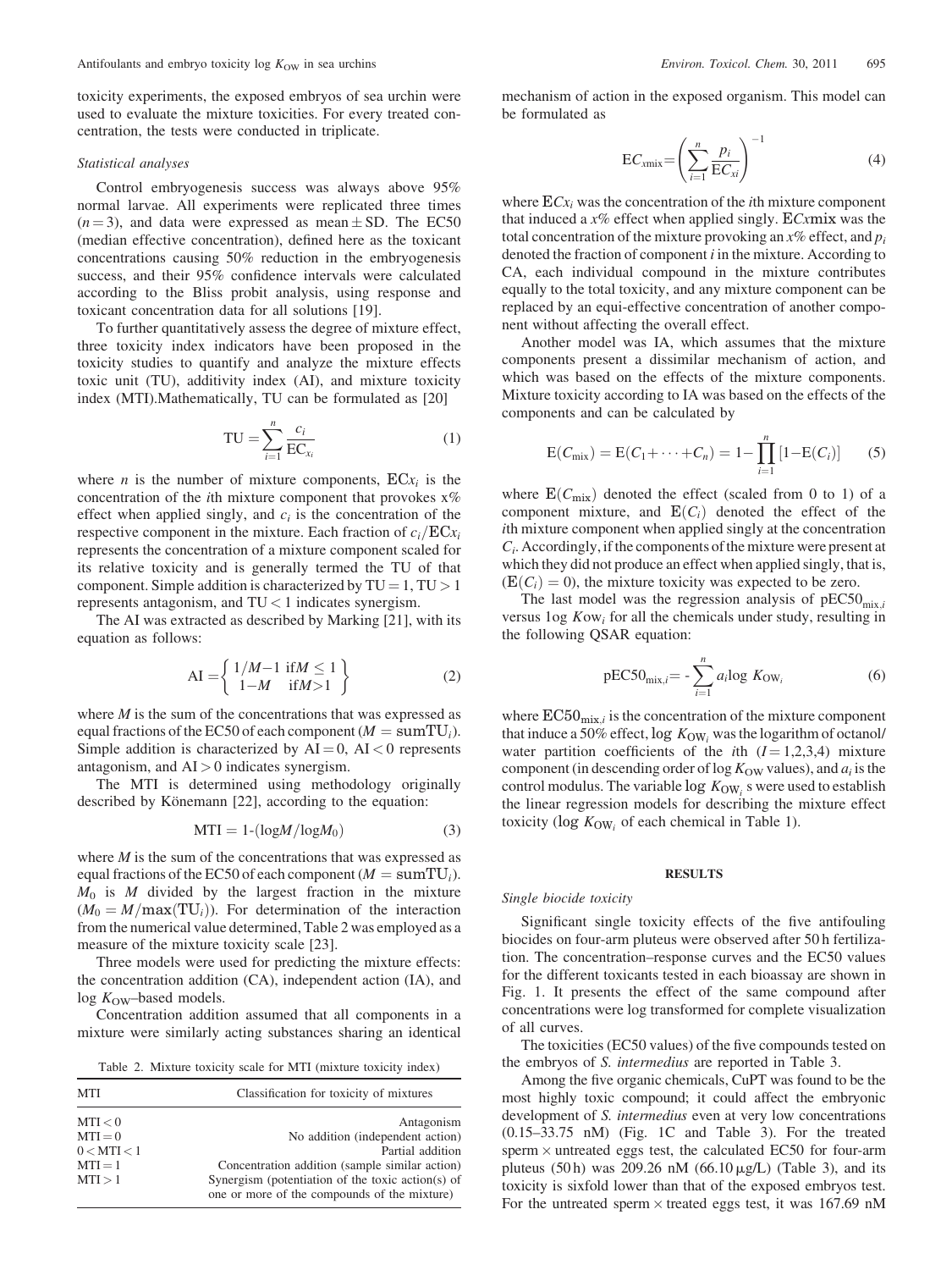toxicity experiments, the exposed embryos of sea urchin were used to evaluate the mixture toxicities. For every treated concentration, the tests were conducted in triplicate.

### *Statistical analyses*

Control embryogenesis success was always above 95% normal larvae. All experiments were replicated three times ($n = 3$), and data were expressed as mean ± SD. The EC50 (median effective concentration), defined here as the toxicant concentrations causing 50% reduction in the embryogenesis success, and their 95% confidence intervals were calculated according to the Bliss probit analysis, using response and toxicant concentration data for all solutions [19].

To further quantitatively assess the degree of mixture effect, three toxicity index indicators have been proposed in the toxicity studies to quantify and analyze the mixture effects toxic unit (TU), additivity index (AI), and mixture toxicity index (MTI). Mathematically, TU can be formulated as [20]

$$\mathrm{TU} = \sum_{i=1}^{n} \frac{c_i}{\mathrm{EC}_{x_i}} \tag{1}$$

where $n$ is the number of mixture components, $\mathrm{EC}x_i$ is the concentration of the $i$th mixture component that provokes x% effect when applied singly, and $c_i$ is the concentration of the respective component in the mixture. Each fraction of $c_i/\mathrm{EC}x_i$ represents the concentration of a mixture component scaled for its relative toxicity and is generally termed the TU of that component. Simple addition is characterized by $\mathrm{TU} = 1$, $\mathrm{TU} > 1$ represents antagonism, and $\mathrm{TU} < 1$ indicates synergism.

The AI was extracted as described by Marking [21], with its equation as follows:

$$\mathrm{AI} = \left\{ \begin{array}{ll} 1/M - 1 & \text{if} M \leq 1 \\ 1 - M & \text{if} M > 1 \end{array} \right\} \tag{2}$$

where $M$ is the sum of the concentrations that was expressed as equal fractions of the EC50 of each component ($M = \mathrm{sumTU}_i$). Simple addition is characterized by $\mathrm{AI} = 0$, $\mathrm{AI} < 0$ represents antagonism, and $\mathrm{AI} > 0$ indicates synergism.

The MTI is determined using methodology originally described by Könemann [22], according to the equation:

$$\mathrm{MTI} = 1\text{-}(\log M/\log M_0) \tag{3}$$

where $M$ is the sum of the concentrations that was expressed as equal fractions of the EC50 of each component ($M = \mathrm{sumTU}_i$). $M_0$ is $M$ divided by the largest fraction in the mixture ($M_0 = M/\max(\mathrm{TU}_i)$). For determination of the interaction from the numerical value determined, Table 2 was employed as a measure of the mixture toxicity scale [23].

Three models were used for predicting the mixture effects: the concentration addition (CA), independent action (IA), and log $K_{\mathrm{OW}}$–based models.

Concentration addition assumed that all components in a mixture were similarly acting substances sharing an identical mechanism of action in the exposed organism. This model can be formulated as

$$\mathrm{E}C_{x\mathrm{mix}} = \left( \sum_{i=1}^{n} \frac{p_i}{\mathrm{E}C_{xi}} \right)^{-1} \tag{4}$$

where $\mathrm{E}Cx_i$ was the concentration of the $i$th mixture component that induced a $x$% effect when applied singly. $\mathrm{E}C x\mathrm{mix}$ was the total concentration of the mixture provoking an $x$% effect, and $p_i$ denoted the fraction of component $i$ in the mixture. According to CA, each individual compound in the mixture contributes equally to the total toxicity, and any mixture component can be replaced by an equi-effective concentration of another component without affecting the overall effect.

Another model was IA, which assumes that the mixture components present a dissimilar mechanism of action, and which was based on the effects of the mixture components. Mixture toxicity according to IA was based on the effects of the components and can be calculated by

$$\mathrm{E}(C_{\mathrm{mix}}) = \mathrm{E}(C_1 + \cdots + C_n) = 1 - \prod_{i=1}^{n} [1 - \mathrm{E}(C_i)] \tag{5}$$

where $\mathrm{E}(C_{\mathrm{mix}})$ denoted the effect (scaled from 0 to 1) of a component mixture, and $\mathrm{E}(C_i)$ denoted the effect of the $i$th mixture component when applied singly at the concentration $C_i$. Accordingly, if the components of the mixture were present at which they did not produce an effect when applied singly, that is, $(\mathrm{E}(C_i) = 0)$, the mixture toxicity was expected to be zero.

The last model was the regression analysis of $\mathrm{pEC50}_{\mathrm{mix},i}$ versus $1\mathrm{og}\ K\mathrm{ow}_i$ for all the chemicals under study, resulting in the following QSAR equation:

$$\mathrm{pEC50}_{\mathrm{mix},i} = -\sum_{i=1}^{n} a_i \log K_{\mathrm{OW}_i} \tag{6}$$

where $\mathrm{EC50}_{\mathrm{mix},i}$ is the concentration of the mixture component that induce a 50% effect, $\log K_{\mathrm{OW}_i}$ was the logarithm of octanol/water partition coefficients of the $i$th ($I = 1,2,3,4$) mixture component (in descending order of $\log K_{\mathrm{OW}}$ values), and $a_i$ is the control modulus. The variable $\log K_{\mathrm{OW}_i}$ s were used to establish the linear regression models for describing the mixture effect toxicity ($\log K_{\mathrm{OW}_i}$ of each chemical in Table 1).

Table 2. Mixture toxicity scale for MTI (mixture toxicity index)

| MTI | Classification for toxicity of mixtures |
|---|---|
| MTI < 0 | Antagonism |
| MTI = 0 | No addition (independent action) |
| 0 < MTI < 1 | Partial addition |
| MTI = 1 | Concentration addition (sample similar action) |
| MTI > 1 | Synergism (potentiation of the toxic action(s) of one or more of the compounds of the mixture) |

## RESULTS

### *Single biocide toxicity*

Significant single toxicity effects of the five antifouling biocides on four-arm pluteus were observed after 50 h fertilization. The concentration–response curves and the EC50 values for the different toxicants tested in each bioassay are shown in Fig. 1. It presents the effect of the same compound after concentrations were log transformed for complete visualization of all curves.

The toxicities (EC50 values) of the five compounds tested on the embryos of *S. intermedius* are reported in Table 3.

Among the five organic chemicals, CuPT was found to be the most highly toxic compound; it could affect the embryonic development of *S. intermedius* even at very low concentrations (0.15–33.75 nM) (Fig. 1C and Table 3). For the treated sperm × untreated eggs test, the calculated EC50 for four-arm pluteus (50 h) was 209.26 nM (66.10 μg/L) (Table 3), and its toxicity is sixfold lower than that of the exposed embryos test. For the untreated sperm × treated eggs test, it was 167.69 nM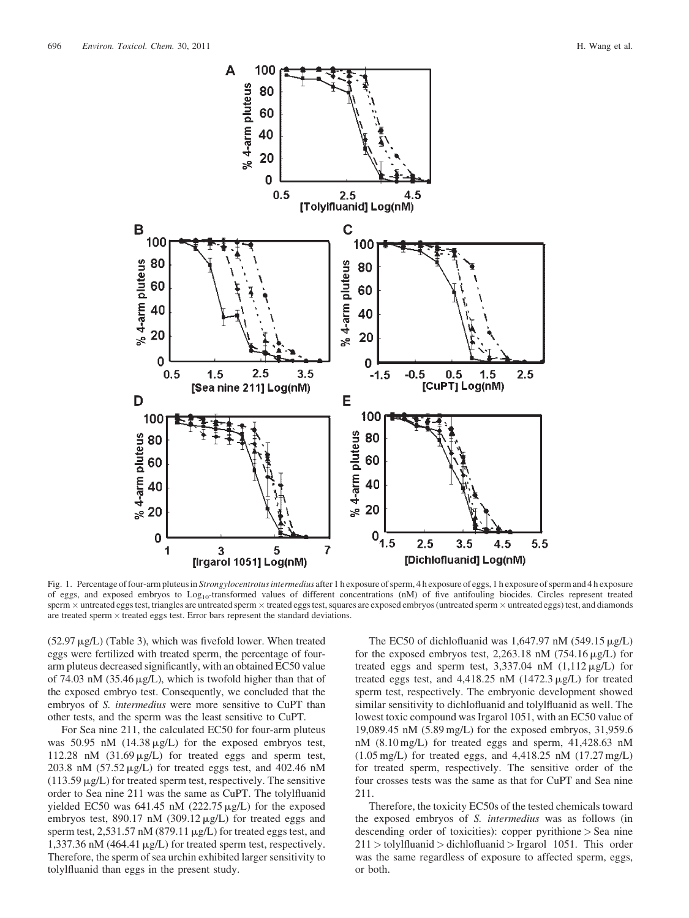Fig. 1. Percentage of four-arm pluteus in *Strongylocentrotus intermedius* after 1 h exposure of sperm, 4 h exposure of eggs, 1 h exposure of sperm and 4 h exposure of eggs, and exposed embryos to $Log_{10}$-transformed values of different concentrations (nM) of five antifouling biocides. Circles represent treated sperm × untreated eggs test, triangles are untreated sperm × treated eggs test, squares are exposed embryos (untreated sperm × untreated eggs) test, and diamonds are treated sperm × treated eggs test. Error bars represent the standard deviations.

(52.97 μg/L) (Table 3), which was fivefold lower. When treated eggs were fertilized with treated sperm, the percentage of four-arm pluteus decreased significantly, with an obtained EC50 value of 74.03 nM (35.46 μg/L), which is twofold higher than that of the exposed embryo test. Consequently, we concluded that the embryos of *S. intermedius* were more sensitive to CuPT than other tests, and the sperm was the least sensitive to CuPT.

For Sea nine 211, the calculated EC50 for four-arm pluteus was 50.95 nM (14.38 μg/L) for the exposed embryos test, 112.28 nM (31.69 μg/L) for treated eggs and sperm test, 203.8 nM (57.52 μg/L) for treated eggs test, and 402.46 nM (113.59 μg/L) for treated sperm test, respectively. The sensitive order to Sea nine 211 was the same as CuPT. The tolylfluanid yielded EC50 was 641.45 nM (222.75 μg/L) for the exposed embryos test, 890.17 nM (309.12 μg/L) for treated eggs and sperm test, 2,531.57 nM (879.11 μg/L) for treated eggs test, and 1,337.36 nM (464.41 μg/L) for treated sperm test, respectively. Therefore, the sperm of sea urchin exhibited larger sensitivity to tolylfluanid than eggs in the present study.

The EC50 of dichlofluanid was 1,647.97 nM (549.15 μg/L) for the exposed embryos test, 2,263.18 nM (754.16 μg/L) for treated eggs and sperm test, 3,337.04 nM (1,112 μg/L) for treated eggs test, and 4,418.25 nM (1472.3 μg/L) for treated sperm test, respectively. The embryonic development showed similar sensitivity to dichlofluanid and tolylfluanid as well. The lowest toxic compound was Irgarol 1051, with an EC50 value of 19,089.45 nM (5.89 mg/L) for the exposed embryos, 31,959.6 nM (8.10 mg/L) for treated eggs and sperm, 41,428.63 nM (1.05 mg/L) for treated eggs, and 4,418.25 nM (17.27 mg/L) for treated sperm, respectively. The sensitive order of the four crosses tests was the same as that for CuPT and Sea nine 211.

Therefore, the toxicity EC50s of the tested chemicals toward the exposed embryos of *S. intermedius* was as follows (in descending order of toxicities): copper pyrithione > Sea nine 211 > tolylfluanid > dichlofluanid > Irgarol 1051. This order was the same regardless of exposure to affected sperm, eggs, or both.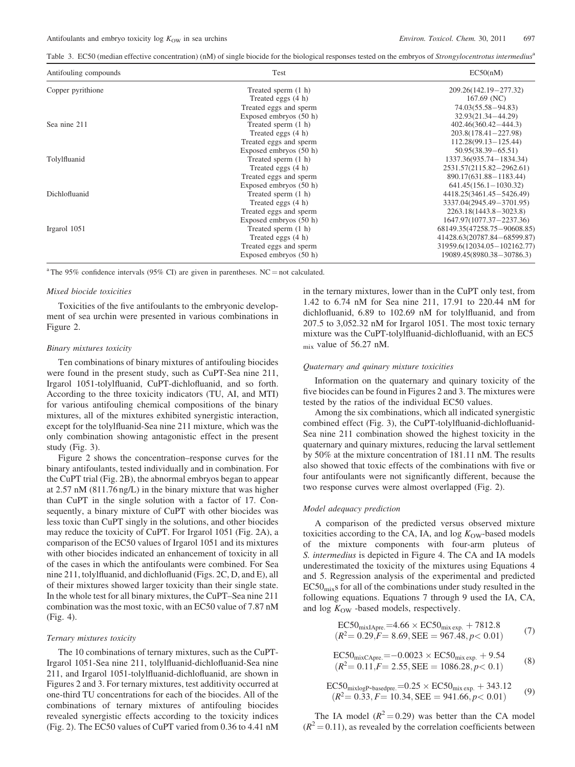Table 3. EC50 (median effective concentration) (nM) of single biocide for the biological responses tested on the embryos of *Strongylocentrotus intermedius*[a]

| Antifouling compounds | Test | EC50(nM) |
|---|---|---|
| Copper pyrithione | Treated sperm (1 h) | 209.26(142.19−277.32) |
| | Treated eggs (4 h) | 167.69 (NC) |
| | Treated eggs and sperm | 74.03(55.58−94.83) |
| | Exposed embryos (50 h) | 32.93(21.34−44.29) |
| Sea nine 211 | Treated sperm (1 h) | 402.46(360.42−444.3) |
| | Treated eggs (4 h) | 203.8(178.41−227.98) |
| | Treated eggs and sperm | 112.28(99.13−125.44) |
| | Exposed embryos (50 h) | 50.95(38.39−65.51) |
| Tolylfluanid | Treated sperm (1 h) | 1337.36(935.74−1834.34) |
| | Treated eggs (4 h) | 2531.57(2115.82−2962.61) |
| | Treated eggs and sperm | 890.17(631.88−1183.44) |
| | Exposed embryos (50 h) | 641.45(156.1−1030.32) |
| Dichlofluanid | Treated sperm (1 h) | 4418.25(3461.45−5426.49) |
| | Treated eggs (4 h) | 3337.04(2945.49−3701.95) |
| | Treated eggs and sperm | 2263.18(1443.8−3023.8) |
| | Exposed embryos (50 h) | 1647.97(1077.37−2237.36) |
| Irgarol 1051 | Treated sperm (1 h) | 68149.35(47258.75−90608.85) |
| | Treated eggs (4 h) | 41428.63(20787.84−68599.87) |
| | Treated eggs and sperm | 31959.6(12034.05−102162.77) |
| | Exposed embryos (50 h) | 19089.45(8980.38−30786.3) |

[a] The 95% confidence intervals (95% CI) are given in parentheses. NC = not calculated.

### *Mixed biocide toxicities*

Toxicities of the five antifoulants to the embryonic development of sea urchin were presented in various combinations in Figure 2.

### *Binary mixtures toxicity*

Ten combinations of binary mixtures of antifouling biocides were found in the present study, such as CuPT-Sea nine 211, Irgarol 1051-tolylfluanid, CuPT-dichlofluanid, and so forth. According to the three toxicity indicators (TU, AI, and MTI) for various antifouling chemical compositions of the binary mixtures, all of the mixtures exhibited synergistic interaction, except for the tolylfluanid-Sea nine 211 mixture, which was the only combination showing antagonistic effect in the present study (Fig. 3).

Figure 2 shows the concentration–response curves for the binary antifoulants, tested individually and in combination. For the CuPT trial (Fig. 2B), the abnormal embryos began to appear at 2.57 nM (811.76 ng/L) in the binary mixture that was higher than CuPT in the single solution with a factor of 17. Consequently, a binary mixture of CuPT with other biocides was less toxic than CuPT singly in the solutions, and other biocides may reduce the toxicity of CuPT. For Irgarol 1051 (Fig. 2A), a comparison of the EC50 values of Irgarol 1051 and its mixtures with other biocides indicated an enhancement of toxicity in all of the cases in which the antifoulants were combined. For Sea nine 211, tolylfluanid, and dichlofluanid (Figs. 2C, D, and E), all of their mixtures showed larger toxicity than their single state. In the whole test for all binary mixtures, the CuPT–Sea nine 211 combination was the most toxic, with an EC50 value of 7.87 nM (Fig. 4).

### *Ternary mixtures toxicity*

The 10 combinations of ternary mixtures, such as the CuPT-Irgarol 1051-Sea nine 211, tolylfluanid-dichlofluanid-Sea nine 211, and Irgarol 1051-tolylfluanid-dichlofluanid, are shown in Figures 2 and 3. For ternary mixtures, test additivity occurred at one-third TU concentrations for each of the biocides. All of the combinations of ternary mixtures of antifouling biocides revealed synergistic effects according to the toxicity indices (Fig. 2). The EC50 values of CuPT varied from 0.36 to 4.41 nM in the ternary mixtures, lower than in the CuPT only test, from 1.42 to 6.74 nM for Sea nine 211, 17.91 to 220.44 nM for dichlofluanid, 6.89 to 102.69 nM for tolylfluanid, and from 207.5 to 3,052.32 nM for Irgarol 1051. The most toxic ternary mixture was the CuPT-tolylfluanid-dichlofluanid, with an EC5 $_{mix}$ value of 56.27 nM.

### *Quaternary and quinary mixture toxicities*

Information on the quaternary and quinary toxicity of the five biocides can be found in Figures 2 and 3. The mixtures were tested by the ratios of the individual EC50 values.

Among the six combinations, which all indicated synergistic combined effect (Fig. 3), the CuPT-tolylfluanid-dichlofluanid-Sea nine 211 combination showed the highest toxicity in the quaternary and quinary mixtures, reducing the larval settlement by 50% at the mixture concentration of 181.11 nM. The results also showed that toxic effects of the combinations with five or four antifoulants were not significantly different, because the two response curves were almost overlapped (Fig. 2).

### *Model adequacy prediction*

A comparison of the predicted versus observed mixture toxicities according to the CA, IA, and log $K_{OW}$-based models of the mixture components with four-arm pluteus of *S. intermedius* is depicted in Figure 4. The CA and IA models underestimated the toxicity of the mixtures using Equations 4 and 5. Regression analysis of the experimental and predicted $EC50_{mix}$s for all of the combinations under study resulted in the following equations. Equations 7 through 9 used the IA, CA, and log $K_{OW}$ -based models, respectively.

$$EC50_{mixIApre.} = 4.66 \times EC50_{mix\,exp.} + 7812.8 \quad (R^2 = 0.29, F = 8.69, SEE = 967.48, p < 0.01) \tag{7}$$

$$EC50_{mixCApre.} = -0.0023 \times EC50_{mix\,exp.} + 9.54 \quad (R^2 = 0.11, F = 2.55, SEE = 1086.28, p < 0.1) \tag{8}$$

$$EC50_{mixlogP\text{-}basedpre.} = 0.25 \times EC50_{mix\,exp.} + 343.12 \quad (R^2 = 0.33, F = 10.34, SEE = 941.66, p < 0.01) \tag{9}$$

The IA model ($R^2 = 0.29$) was better than the CA model ($R^2 = 0.11$), as revealed by the correlation coefficients between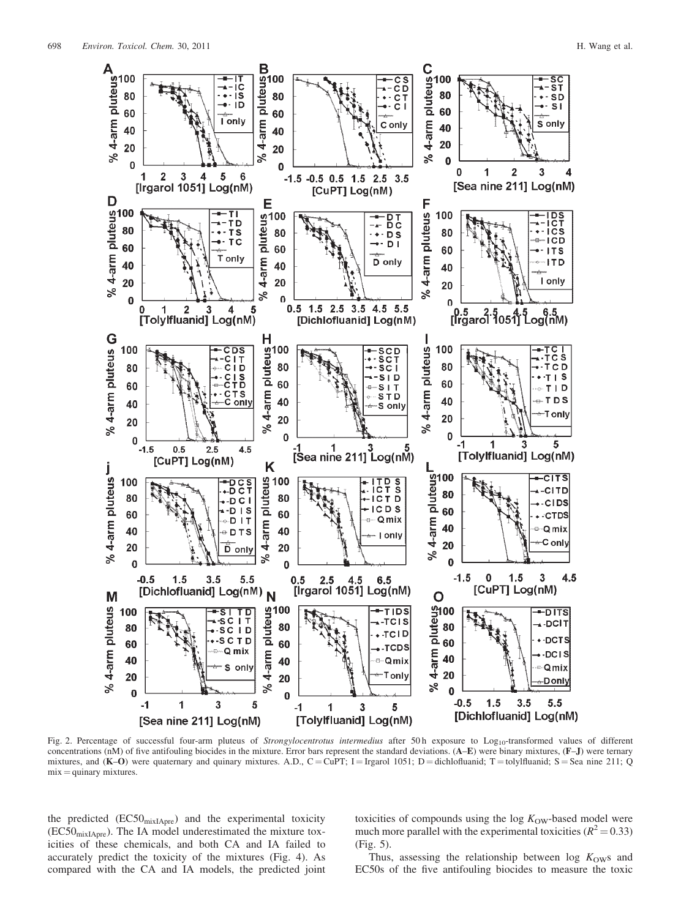Fig. 2. Percentage of successful four-arm pluteus of *Strongylocentrotus intermedius* after 50 h exposure to $Log_{10}$-transformed values of different concentrations (nM) of five antifouling biocides in the mixture. Error bars represent the standard deviations. (**A–E**) were binary mixtures, (**F–J**) were ternary mixtures, and (**K–O**) were quaternary and quinary mixtures. A.D., C = CuPT; I = Irgarol 1051; D = dichlofluanid; T = tolylfluanid; S = Sea nine 211; Q mix = quinary mixtures.

the predicted ($EC50_{mixIApre}$) and the experimental toxicity ($EC50_{mixIApre}$). The IA model underestimated the mixture toxicities of these chemicals, and both CA and IA failed to accurately predict the toxicity of the mixtures (Fig. 4). As compared with the CA and IA models, the predicted joint toxicities of compounds using the log $K_{OW}$-based model were much more parallel with the experimental toxicities ($R^2 = 0.33$) (Fig. 5).

Thus, assessing the relationship between log $K_{OW}$s and EC50s of the five antifouling biocides to measure the toxic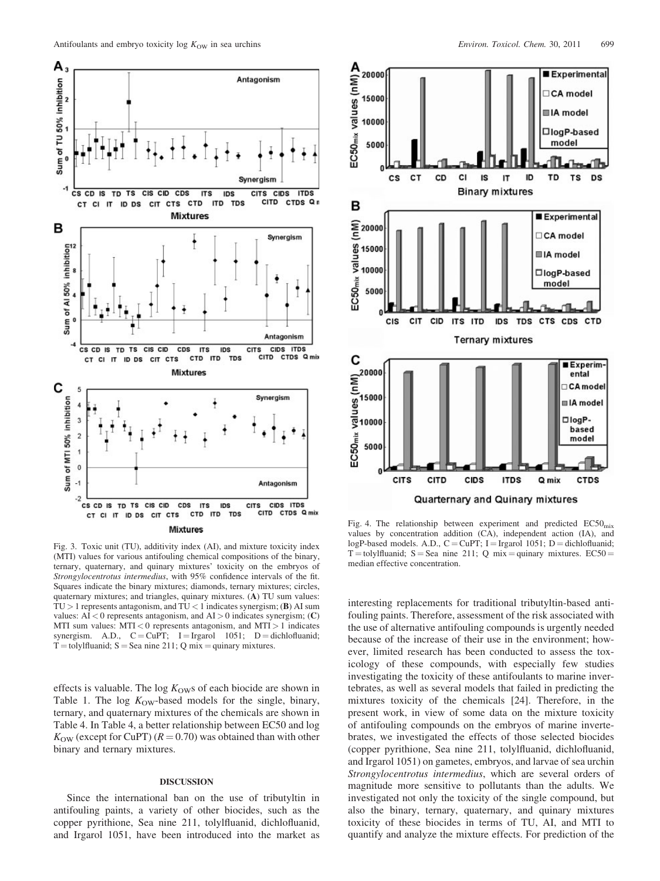Fig. 3. Toxic unit (TU), additivity index (AI), and mixture toxicity index (MTI) values for various antifouling chemical compositions of the binary, ternary, quaternary, and quinary mixtures' toxicity on the embryos of *Strongylocentrotus intermedius*, with 95% confidence intervals of the fit. Squares indicate the binary mixtures; diamonds, ternary mixtures; circles, quaternary mixtures; and triangles, quinary mixtures. (**A**) TU sum values: TU > 1 represents antagonism, and TU < 1 indicates synergism; (**B**) AI sum values: AI < 0 represents antagonism, and AI > 0 indicates synergism; (**C**) MTI sum values: MTI < 0 represents antagonism, and MTI > 1 indicates synergism. A.D., C = CuPT; I = Irgarol 1051; D = dichlofluanid; T = tolylfluanid; S = Sea nine 211; Q mix = quinary mixtures.

effects is valuable. The log $K_{OW}$s of each biocide are shown in Table 1. The log $K_{OW}$-based models for the single, binary, ternary, and quaternary mixtures of the chemicals are shown in Table 4. In Table 4, a better relationship between EC50 and log $K_{OW}$ (except for CuPT) ($R = 0.70$) was obtained than with other binary and ternary mixtures.

Fig. 4. The relationship between experiment and predicted $EC50_{mix}$ values by concentration addition (CA), independent action (IA), and logP-based models. A.D., C = CuPT; I = Irgarol 1051; D = dichlofluanid; T = tolylfluanid; S = Sea nine 211; Q mix = quinary mixtures. EC50 = median effective concentration.

## DISCUSSION

Since the international ban on the use of tributyltin in antifouling paints, a variety of other biocides, such as the copper pyrithione, Sea nine 211, tolylfluanid, dichlofluanid, and Irgarol 1051, have been introduced into the market as interesting replacements for traditional tributyltin-based antifouling paints. Therefore, assessment of the risk associated with the use of alternative antifouling compounds is urgently needed because of the increase of their use in the environment; however, limited research has been conducted to assess the toxicology of these compounds, with especially few studies investigating the toxicity of these antifoulants to marine invertebrates, as well as several models that failed in predicting the mixtures toxicity of the chemicals [24]. Therefore, in the present work, in view of some data on the mixture toxicity of antifouling compounds on the embryos of marine invertebrates, we investigated the effects of those selected biocides (copper pyrithione, Sea nine 211, tolylfluanid, dichlofluanid, and Irgarol 1051) on gametes, embryos, and larvae of sea urchin *Strongylocentrotus intermedius*, which are several orders of magnitude more sensitive to pollutants than the adults. We investigated not only the toxicity of the single compound, but also the binary, ternary, quaternary, and quinary mixtures toxicity of these biocides in terms of TU, AI, and MTI to quantify and analyze the mixture effects. For prediction of the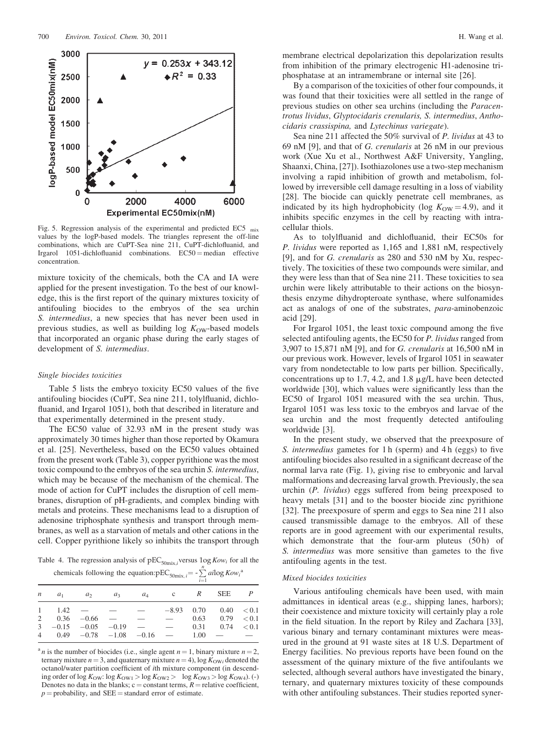Fig. 5. Regression analysis of the experimental and predicted $EC5_{mix}$ values by the logP-based models. The triangles represent the off-line combinations, which are CuPT-Sea nine 211, CuPT-dichlofluanid, and Irgarol 1051-dichlofluanid combinations. EC50 = median effective concentration.

mixture toxicity of the chemicals, both the CA and IA were applied for the present investigation. To the best of our knowledge, this is the first report of the quinary mixtures toxicity of antifouling biocides to the embryos of the sea urchin *S. intermedius*, a new species that has never been used in previous studies, as well as building log $K_{OW}$-based models that incorporated an organic phase during the early stages of development of *S. intermedius*.

### Single biocides toxicities

Table 5 lists the embryo toxicity EC50 values of the five antifouling biocides (CuPT, Sea nine 211, tolylfluanid, dichlofluanid, and Irgarol 1051), both that described in literature and that experimentally determined in the present study.

The EC50 value of 32.93 nM in the present study was approximately 30 times higher than those reported by Okamura et al. [25]. Nevertheless, based on the EC50 values obtained from the present work (Table 3), copper pyrithione was the most toxic compound to the embryos of the sea urchin *S. intermedius*, which may be because of the mechanism of the chemical. The mode of action for CuPT includes the disruption of cell membranes, disruption of pH-gradients, and complex binding with metals and proteins. These mechanisms lead to a disruption of adenosine triphosphate synthesis and transport through membranes, as well as a starvation of metals and other cations in the cell. Copper pyrithione likely so inhibits the transport through membrane electrical depolarization this depolarization results from inhibition of the primary electrogenic H1-adenosine triphosphatase at an intramembrane or internal site [26].

Table 4. The regression analysis of $pEC_{50mix,i}$ versus $1og\,Kow_i$ for all the chemicals following the equation: $pEC_{50mix,i} = -\sum_{i=1}^{n} a_i \log Kow_i$ [a]

| $n$ | $a_1$ | $a_2$ | $a_3$ | $a_4$ | c | $R$ | SEE | $P$ |
|---|---|---|---|---|---|---|---|---|
| 1 | 1.42 | — | — | — | −8.93 | 0.70 | 0.40 | < 0.1 |
| 2 | 0.36 | −0.66 | — | — | — | 0.63 | 0.79 | < 0.1 |
| 3 | −0.15 | −0.05 | −0.19 | — | — | 0.31 | 0.74 | < 0.1 |
| 4 | 0.49 | −0.78 | −1.08 | −0.16 | — | 1.00 | — | — |

[a] $n$ is the number of biocides (i.e., single agent $n = 1$, binary mixture $n = 2$, ternary mixture $n = 3$, and quaternary mixture $n = 4$), log $K_{OWi}$ denoted the octanol/water partition coefficient of $i$th mixture component (in descending order of log $K_{OW}$: log $K_{OW1} >$ log $K_{OW2} >$ log $K_{OW3} >$ log $K_{OW4}$). (-) Denotes no data in the blanks; c = constant terms, $R$ = relative coefficient, $p$ = probability, and SEE = standard error of estimate.

By a comparison of the toxicities of other four compounds, it was found that their toxicities were all settled in the range of previous studies on other sea urchins (including the *Paracentrotus lividus*, *Glyptocidaris crenularis, S. intermedius*, *Anthocidaris crassispina,* and *Lytechinus variegate*).

Sea nine 211 affected the 50% survival of *P. lividus* at 43 to 69 nM [9], and that of *G. crenularis* at 26 nM in our previous work (Xue Xu et al., Northwest A&F University, Yangling, Shaanxi, China, [27]). Isothiazolones use a two-step mechanism involving a rapid inhibition of growth and metabolism, followed by irreversible cell damage resulting in a loss of viability [28]. The biocide can quickly penetrate cell membranes, as indicated by its high hydrophobicity (log $K_{OW} = 4.9$), and it inhibits specific enzymes in the cell by reacting with intracellular thiols.

As to tolylfluanid and dichlofluanid, their EC50s for *P. lividus* were reported as 1,165 and 1,881 nM, respectively [9], and for *G. crenularis* as 280 and 530 nM by Xu, respectively. The toxicities of these two compounds were similar, and they were less than that of Sea nine 211. These toxicities to sea urchin were likely attributable to their actions on the biosynthesis enzyme dihydropteroate synthase, where sulfonamides act as analogs of one of the substrates, *para*-aminobenzoic acid [29].

For Irgarol 1051, the least toxic compound among the five selected antifouling agents, the EC50 for *P. lividus* ranged from 3,907 to 15,871 nM [9], and for *G. crenularis* at 16,500 nM in our previous work. However, levels of Irgarol 1051 in seawater vary from nondetectable to low parts per billion. Specifically, concentrations up to 1.7, 4.2, and 1.8 μg/L have been detected worldwide [30], which values were significantly less than the EC50 of Irgarol 1051 measured with the sea urchin. Thus, Irgarol 1051 was less toxic to the embryos and larvae of the sea urchin and the most frequently detected antifouling worldwide [3].

In the present study, we observed that the preexposure of *S. intermedius* gametes for 1 h (sperm) and 4 h (eggs) to five antifouling biocides also resulted in a significant decrease of the normal larva rate (Fig. 1), giving rise to embryonic and larval malformations and decreasing larval growth. Previously, the sea urchin (*P. lividus*) eggs suffered from being preexposed to heavy metals [31] and to the booster biocide zinc pyrithione [32]. The preexposure of sperm and eggs to Sea nine 211 also caused transmissible damage to the embryos. All of these reports are in good agreement with our experimental results, which demonstrate that the four-arm pluteus (50 h) of *S. intermedius* was more sensitive than gametes to the five antifouling agents in the test.

### Mixed biocides toxicities

Various antifouling chemicals have been used, with main admittances in identical areas (e.g., shipping lanes, harbors); their coexistence and mixture toxicity will certainly play a role in the field situation. In the report by Riley and Zachara [33], various binary and ternary contaminant mixtures were measured in the ground at 91 waste sites at 18 U.S. Department of Energy facilities. No previous reports have been found on the assessment of the quinary mixture of the five antifoulants we selected, although several authors have investigated the binary, ternary, and quaternary mixtures toxicity of these compounds with other antifouling substances. Their studies reported syner-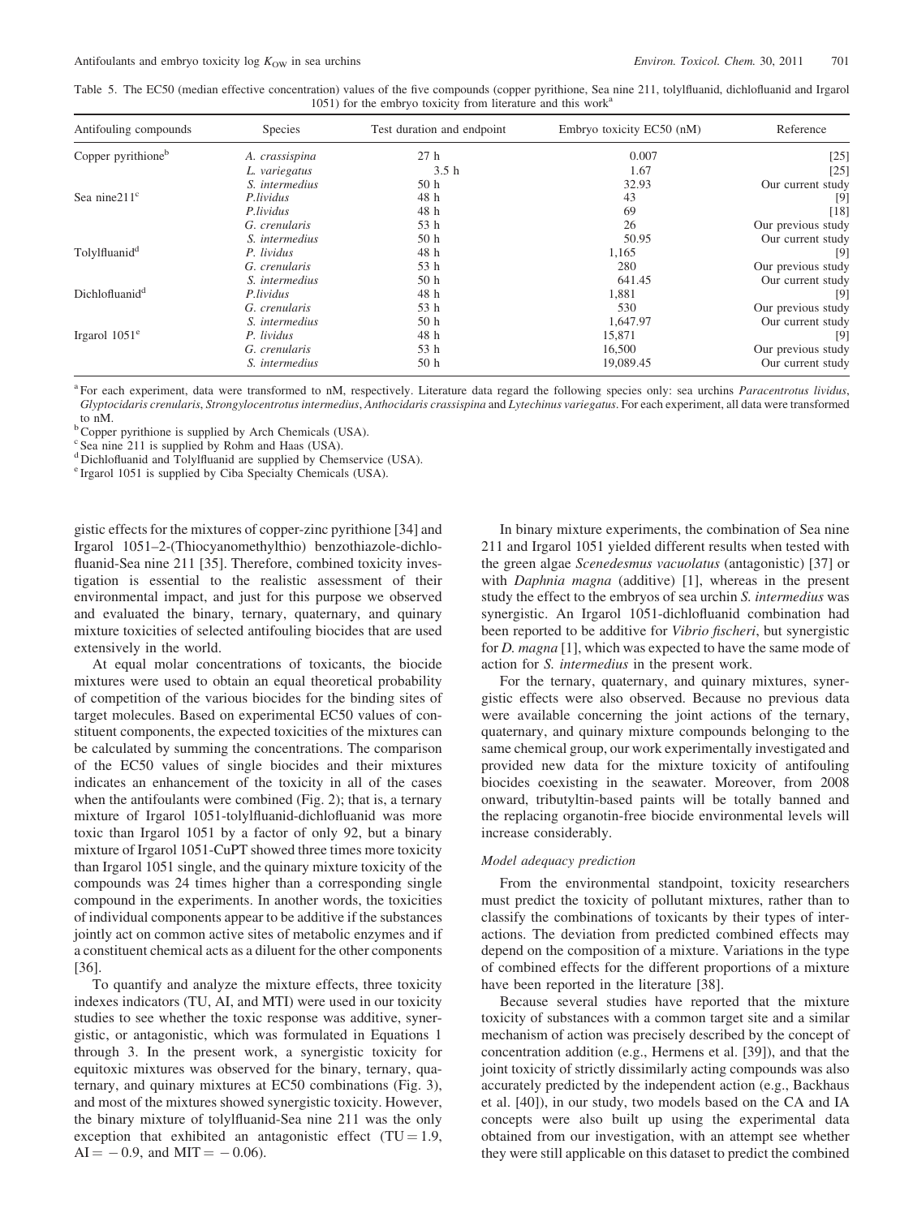Table 5. The EC50 (median effective concentration) values of the five compounds (copper pyrithione, Sea nine 211, tolylfluanid, dichlofluanid and Irgarol 1051) for the embryo toxicity from literature and this work[a]

| Antifouling compounds | Species | Test duration and endpoint | Embryo toxicity EC50 (nM) | Reference |
|---|---|---|---|---|
| Copper pyrithione[b] | *A. crassispina* | 27 h | 0.007 | [25] |
| | *L. variegatus* | 3.5 h | 1.67 | [25] |
| | *S. intermedius* | 50 h | 32.93 | Our current study |
| Sea nine211[c] | *P.lividus* | 48 h | 43 | [9] |
| | *P.lividus* | 48 h | 69 | [18] |
| | *G. crenularis* | 53 h | 26 | Our previous study |
| | *S. intermedius* | 50 h | 50.95 | Our current study |
| Tolylfluanid[d] | *P. lividus* | 48 h | 1,165 | [9] |
| | *G. crenularis* | 53 h | 280 | Our previous study |
| | *S. intermedius* | 50 h | 641.45 | Our current study |
| Dichlofluanid[d] | *P.lividus* | 48 h | 1,881 | [9] |
| | *G. crenularis* | 53 h | 530 | Our previous study |
| | *S. intermedius* | 50 h | 1,647.97 | Our current study |
| Irgarol 1051[e] | *P. lividus* | 48 h | 15,871 | [9] |
| | *G. crenularis* | 53 h | 16,500 | Our previous study |
| | *S. intermedius* | 50 h | 19,089.45 | Our current study |

[a] For each experiment, data were transformed to nM, respectively. Literature data regard the following species only: sea urchins *Paracentrotus lividus*, *Glyptocidaris crenularis*, *Strongylocentrotus intermedius*, *Anthocidaris crassispina* and *Lytechinus variegatus*. For each experiment, all data were transformed to nM.

[b] Copper pyrithione is supplied by Arch Chemicals (USA).

[c] Sea nine 211 is supplied by Rohm and Haas (USA).

[d] Dichlofluanid and Tolylfluanid are supplied by Chemservice (USA).

[e] Irgarol 1051 is supplied by Ciba Specialty Chemicals (USA).

gistic effects for the mixtures of copper-zinc pyrithione [34] and Irgarol 1051–2-(Thiocyanomethylthio) benzothiazole-dichlofluanid-Sea nine 211 [35]. Therefore, combined toxicity investigation is essential to the realistic assessment of their environmental impact, and just for this purpose we observed and evaluated the binary, ternary, quaternary, and quinary mixture toxicities of selected antifouling biocides that are used extensively in the world.

At equal molar concentrations of toxicants, the biocide mixtures were used to obtain an equal theoretical probability of competition of the various biocides for the binding sites of target molecules. Based on experimental EC50 values of constituent components, the expected toxicities of the mixtures can be calculated by summing the concentrations. The comparison of the EC50 values of single biocides and their mixtures indicates an enhancement of the toxicity in all of the cases when the antifoulants were combined (Fig. 2); that is, a ternary mixture of Irgarol 1051-tolylfluanid-dichlofluanid was more toxic than Irgarol 1051 by a factor of only 92, but a binary mixture of Irgarol 1051-CuPT showed three times more toxicity than Irgarol 1051 single, and the quinary mixture toxicity of the compounds was 24 times higher than a corresponding single compound in the experiments. In another words, the toxicities of individual components appear to be additive if the substances jointly act on common active sites of metabolic enzymes and if a constituent chemical acts as a diluent for the other components [36].

To quantify and analyze the mixture effects, three toxicity indexes indicators (TU, AI, and MTI) were used in our toxicity studies to see whether the toxic response was additive, synergistic, or antagonistic, which was formulated in Equations 1 through 3. In the present work, a synergistic toxicity for equitoxic mixtures was observed for the binary, ternary, quaternary, and quinary mixtures at EC50 combinations (Fig. 3), and most of the mixtures showed synergistic toxicity. However, the binary mixture of tolylfluanid-Sea nine 211 was the only exception that exhibited an antagonistic effect ($TU = 1.9$, $AI = -0.9$, and $MIT = -0.06$).

In binary mixture experiments, the combination of Sea nine 211 and Irgarol 1051 yielded different results when tested with the green algae *Scenedesmus vacuolatus* (antagonistic) [37] or with *Daphnia magna* (additive) [1], whereas in the present study the effect to the embryos of sea urchin *S. intermedius* was synergistic. An Irgarol 1051-dichlofluanid combination had been reported to be additive for *Vibrio fischeri*, but synergistic for *D. magna* [1], which was expected to have the same mode of action for *S. intermedius* in the present work.

For the ternary, quaternary, and quinary mixtures, synergistic effects were also observed. Because no previous data were available concerning the joint actions of the ternary, quaternary, and quinary mixture compounds belonging to the same chemical group, our work experimentally investigated and provided new data for the mixture toxicity of antifouling biocides coexisting in the seawater. Moreover, from 2008 onward, tributyltin-based paints will be totally banned and the replacing organotin-free biocide environmental levels will increase considerably.

### *Model adequacy prediction*

From the environmental standpoint, toxicity researchers must predict the toxicity of pollutant mixtures, rather than to classify the combinations of toxicants by their types of interactions. The deviation from predicted combined effects may depend on the composition of a mixture. Variations in the type of combined effects for the different proportions of a mixture have been reported in the literature [38].

Because several studies have reported that the mixture toxicity of substances with a common target site and a similar mechanism of action was precisely described by the concept of concentration addition (e.g., Hermens et al. [39]), and that the joint toxicity of strictly dissimilarly acting compounds was also accurately predicted by the independent action (e.g., Backhaus et al. [40]), in our study, two models based on the CA and IA concepts were also built up using the experimental data obtained from our investigation, with an attempt see whether they were still applicable on this dataset to predict the combined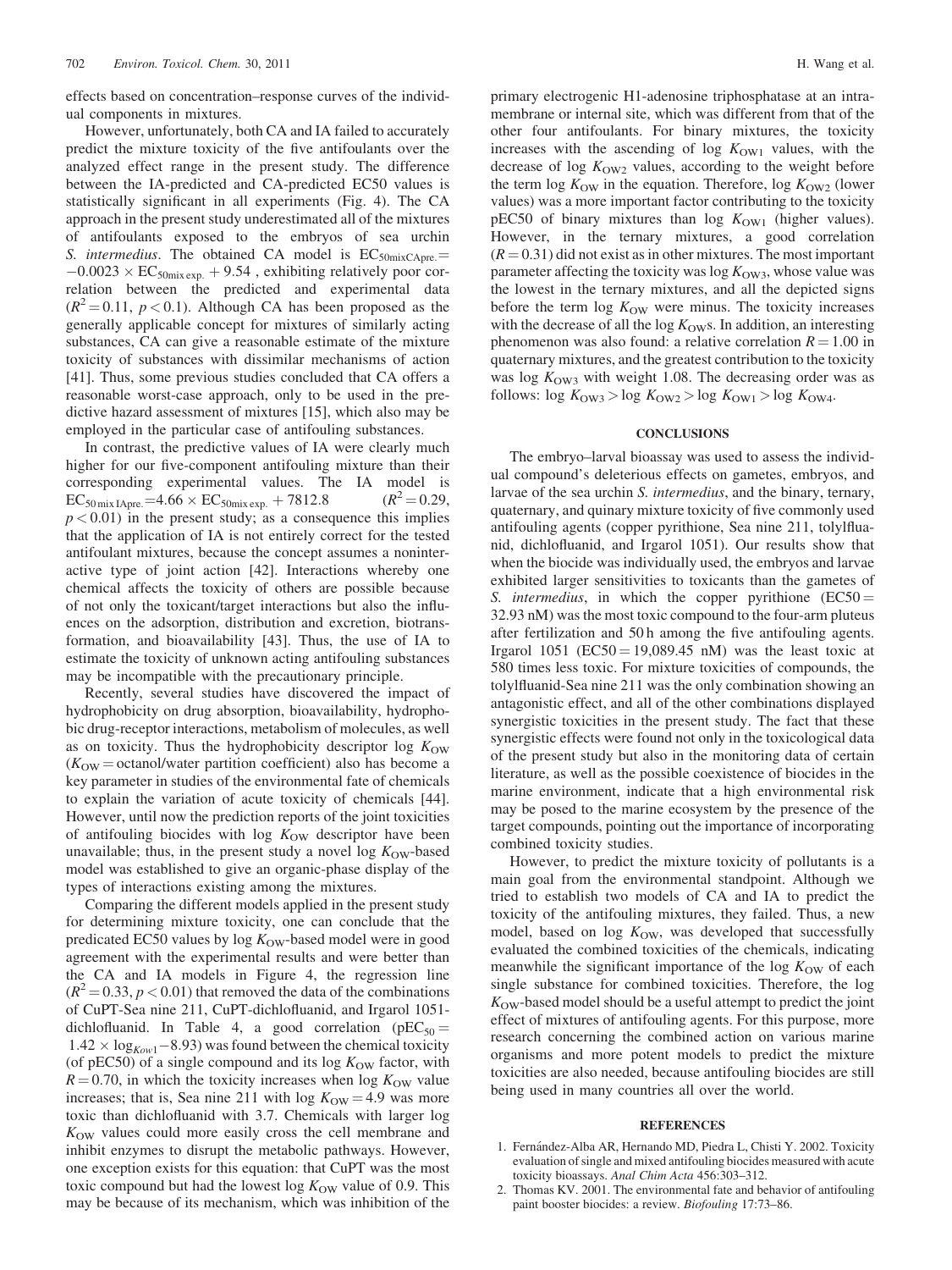effects based on concentration–response curves of the individual components in mixtures.

However, unfortunately, both CA and IA failed to accurately predict the mixture toxicity of the five antifoulants over the analyzed effect range in the present study. The difference between the IA-predicted and CA-predicted EC50 values is statistically significant in all experiments (Fig. 4). The CA approach in the present study underestimated all of the mixtures of antifoulants exposed to the embryos of sea urchin *S. intermedius*. The obtained CA model is $EC_{50mixCApre.} = -0.0023 \times EC_{50mix\,exp.} + 9.54$ , exhibiting relatively poor correlation between the predicted and experimental data ($R^2 = 0.11$, $p < 0.1$). Although CA has been proposed as the generally applicable concept for mixtures of similarly acting substances, CA can give a reasonable estimate of the mixture toxicity of substances with dissimilar mechanisms of action [41]. Thus, some previous studies concluded that CA offers a reasonable worst-case approach, only to be used in the predictive hazard assessment of mixtures [15], which also may be employed in the particular case of antifouling substances.

In contrast, the predictive values of IA were clearly much higher for our five-component antifouling mixture than their corresponding experimental values. The IA model is $EC_{50\,mix\,IApre.} = 4.66 \times EC_{50mix\,exp.} + 7812.8$ ($R^2 = 0.29$, $p < 0.01$) in the present study; as a consequence this implies that the application of IA is not entirely correct for the tested antifoulant mixtures, because the concept assumes a noninteractive type of joint action [42]. Interactions whereby one chemical affects the toxicity of others are possible because of not only the toxicant/target interactions but also the influences on the adsorption, distribution and excretion, biotransformation, and bioavailability [43]. Thus, the use of IA to estimate the toxicity of unknown acting antifouling substances may be incompatible with the precautionary principle.

Recently, several studies have discovered the impact of hydrophobicity on drug absorption, bioavailability, hydrophobic drug-receptor interactions, metabolism of molecules, as well as on toxicity. Thus the hydrophobicity descriptor log $K_{OW}$ ($K_{OW}$ = octanol/water partition coefficient) also has become a key parameter in studies of the environmental fate of chemicals to explain the variation of acute toxicity of chemicals [44]. However, until now the prediction reports of the joint toxicities of antifouling biocides with log $K_{OW}$ descriptor have been unavailable; thus, in the present study a novel log $K_{OW}$-based model was established to give an organic-phase display of the types of interactions existing among the mixtures.

Comparing the different models applied in the present study for determining mixture toxicity, one can conclude that the predicated EC50 values by log $K_{OW}$-based model were in good agreement with the experimental results and were better than the CA and IA models in Figure 4, the regression line ($R^2 = 0.33$, $p < 0.01$) that removed the data of the combinations of CuPT-Sea nine 211, CuPT-dichlofluanid, and Irgarol 1051-dichlofluanid. In Table 4, a good correlation ($pEC_{50} = 1.42 \times \log_{Kow1} - 8.93$) was found between the chemical toxicity (of pEC50) of a single compound and its log $K_{OW}$ factor, with $R = 0.70$, in which the toxicity increases when log $K_{OW}$ value increases; that is, Sea nine 211 with log $K_{OW} = 4.9$ was more toxic than dichlofluanid with 3.7. Chemicals with larger log $K_{OW}$ values could more easily cross the cell membrane and inhibit enzymes to disrupt the metabolic pathways. However, one exception exists for this equation: that CuPT was the most toxic compound but had the lowest log $K_{OW}$ value of 0.9. This may be because of its mechanism, which was inhibition of the primary electrogenic H1-adenosine triphosphatase at an intramembrane or internal site, which was different from that of the other four antifoulants. For binary mixtures, the toxicity increases with the ascending of log $K_{OW1}$ values, with the decrease of log $K_{OW2}$ values, according to the weight before the term log $K_{OW}$ in the equation. Therefore, log $K_{OW2}$ (lower values) was a more important factor contributing to the toxicity pEC50 of binary mixtures than log $K_{OW1}$ (higher values). However, in the ternary mixtures, a good correlation ($R = 0.31$) did not exist as in other mixtures. The most important parameter affecting the toxicity was log $K_{OW3}$, whose value was the lowest in the ternary mixtures, and all the depicted signs before the term log $K_{OW}$ were minus. The toxicity increases with the decrease of all the log $K_{OW}$s. In addition, an interesting phenomenon was also found: a relative correlation $R = 1.00$ in quaternary mixtures, and the greatest contribution to the toxicity was log $K_{OW3}$ with weight 1.08. The decreasing order was as follows: log $K_{OW3}$ > log $K_{OW2}$ > log $K_{OW1}$ > log $K_{OW4}$.

## CONCLUSIONS

The embryo–larval bioassay was used to assess the individual compound's deleterious effects on gametes, embryos, and larvae of the sea urchin *S. intermedius*, and the binary, ternary, quaternary, and quinary mixture toxicity of five commonly used antifouling agents (copper pyrithione, Sea nine 211, tolylfluanid, dichlofluanid, and Irgarol 1051). Our results show that when the biocide was individually used, the embryos and larvae exhibited larger sensitivities to toxicants than the gametes of *S. intermedius*, in which the copper pyrithione (EC50 = 32.93 nM) was the most toxic compound to the four-arm pluteus after fertilization and 50 h among the five antifouling agents. Irgarol 1051 (EC50 = 19,089.45 nM) was the least toxic at 580 times less toxic. For mixture toxicities of compounds, the tolylfluanid-Sea nine 211 was the only combination showing an antagonistic effect, and all of the other combinations displayed synergistic toxicities in the present study. The fact that these synergistic effects were found not only in the toxicological data of the present study but also in the monitoring data of certain literature, as well as the possible coexistence of biocides in the marine environment, indicate that a high environmental risk may be posed to the marine ecosystem by the presence of the target compounds, pointing out the importance of incorporating combined toxicity studies.

However, to predict the mixture toxicity of pollutants is a main goal from the environmental standpoint. Although we tried to establish two models of CA and IA to predict the toxicity of the antifouling mixtures, they failed. Thus, a new model, based on log $K_{OW}$, was developed that successfully evaluated the combined toxicities of the chemicals, indicating meanwhile the significant importance of the log $K_{OW}$ of each single substance for combined toxicities. Therefore, the log $K_{OW}$-based model should be a useful attempt to predict the joint effect of mixtures of antifouling agents. For this purpose, more research concerning the combined action on various marine organisms and more potent models to predict the mixture toxicities are also needed, because antifouling biocides are still being used in many countries all over the world.

## REFERENCES

1. Fernández-Alba AR, Hernando MD, Piedra L, Chisti Y. 2002. Toxicity evaluation of single and mixed antifouling biocides measured with acute toxicity bioassays. *Anal Chim Acta* 456:303–312.
2. Thomas KV. 2001. The environmental fate and behavior of antifouling paint booster biocides: a review. *Biofouling* 17:73–86.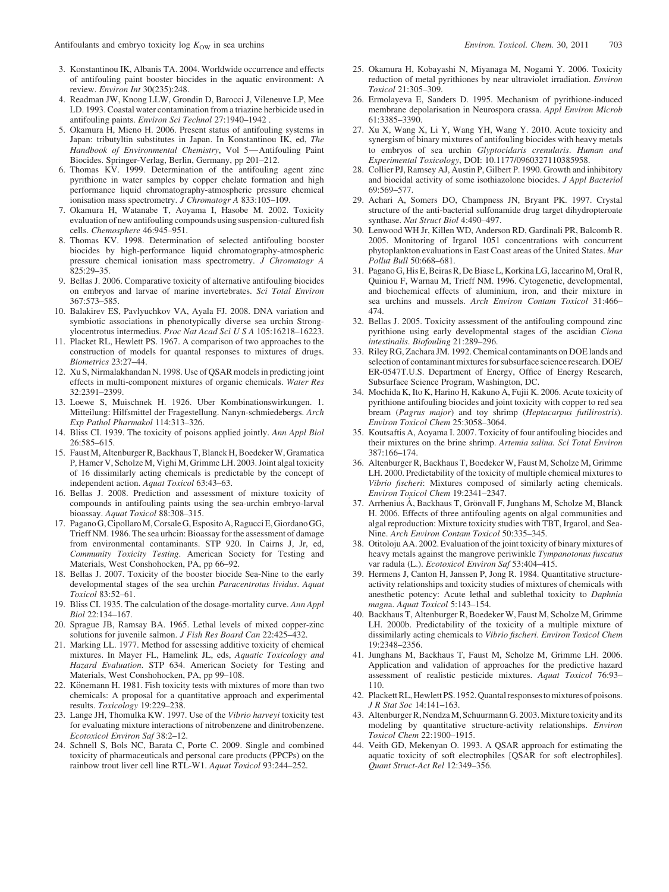3. Konstantinou IK, Albanis TA. 2004. Worldwide occurrence and effects of antifouling paint booster biocides in the aquatic environment: A review. *Environ Int* 30(235):248.
4. Readman JW, Knong LLW, Grondin D, Barocci J, Vileneuve LP, Mee LD. 1993. Coastal water contamination from a triazine herbicide used in antifouling paints. *Environ Sci Technol* 27:1940–1942 .
5. Okamura H, Mieno H. 2006. Present status of antifouling systems in Japan: tributyltin substitutes in Japan. In Konstantinou IK, ed, *The Handbook of Environmental Chemistry*, Vol 5—Antifouling Paint Biocides. Springer-Verlag, Berlin, Germany, pp 201–212.
6. Thomas KV. 1999. Determination of the antifouling agent zinc pyrithione in water samples by copper chelate formation and high performance liquid chromatography-atmospheric pressure chemical ionisation mass spectrometry. *J Chromatogr A* 833:105–109.
7. Okamura H, Watanabe T, Aoyama I, Hasobe M. 2002. Toxicity evaluation of new antifouling compounds using suspension-cultured fish cells. *Chemosphere* 46:945–951.
8. Thomas KV. 1998. Determination of selected antifouling booster biocides by high-performance liquid chromatography-atmospheric pressure chemical ionisation mass spectrometry. *J Chromatogr A* 825:29–35.
9. Bellas J. 2006. Comparative toxicity of alternative antifouling biocides on embryos and larvae of marine invertebrates. *Sci Total Environ* 367:573–585.
10. Balakirev ES, Pavlyuchkov VA, Ayala FJ. 2008. DNA variation and symbiotic associations in phenotypically diverse sea urchin Strongylocentrotus intermedius. *Proc Nat Acad Sci U S A* 105:16218–16223.
11. Placket RL, Hewlett PS. 1967. A comparison of two approaches to the construction of models for quantal responses to mixtures of drugs. *Biometrics* 23:27–44.
12. Xu S, Nirmalakhandan N. 1998. Use of QSAR models in predicting joint effects in multi-component mixtures of organic chemicals. *Water Res* 32:2391–2399.
13. Loewe S, Muischnek H. 1926. Uber Kombinationswirkungen. 1. Mitteilung: Hilfsmittel der Fragestellung. Nanyn-schmiedebergs. *Arch Exp Pathol Pharmakol* 114:313–326.
14. Bliss CI. 1939. The toxicity of poisons applied jointly. *Ann Appl Biol* 26:585–615.
15. Faust M, Altenburger R, Backhaus T, Blanck H, Boedeker W, Gramatica P, Hamer V, Scholze M, Vighi M, Grimme LH. 2003. Joint algal toxicity of 16 dissimilarly acting chemicals is predictable by the concept of independent action. *Aquat Toxicol* 63:43–63.
16. Bellas J. 2008. Prediction and assessment of mixture toxicity of compounds in antifouling paints using the sea-urchin embryo-larval bioassay. *Aquat Toxicol* 88:308–315.
17. Pagano G, Cipollaro M, Corsale G, Esposito A, Ragucci E, Giordano GG, Trieff NM. 1986. The sea urhcin: Bioassay for the assessment of damage from environmental contaminants. STP 920. In Cairns J, Jr, ed, *Community Toxicity Testing*. American Society for Testing and Materials, West Conshohocken, PA, pp 66–92.
18. Bellas J. 2007. Toxicity of the booster biocide Sea-Nine to the early developmental stages of the sea urchin *Paracentrotus lividus*. *Aquat Toxicol* 83:52–61.
19. Bliss CI. 1935. The calculation of the dosage-mortality curve. *Ann Appl Biol* 22:134–167.
20. Sprague JB, Ramsay BA. 1965. Lethal levels of mixed copper-zinc solutions for juvenile salmon. *J Fish Res Board Can* 22:425–432.
21. Marking LL. 1977. Method for assessing additive toxicity of chemical mixtures. In Mayer FL, Hamelink JL, eds, *Aquatic Toxicology and Hazard Evaluation*. STP 634. American Society for Testing and Materials, West Conshohocken, PA, pp 99–108.
22. Könemann H. 1981. Fish toxicity tests with mixtures of more than two chemicals: A proposal for a quantitative approach and experimental results. *Toxicology* 19:229–238.
23. Lange JH, Thomulka KW. 1997. Use of the *Vibrio harveyi* toxicity test for evaluating mixture interactions of nitrobenzene and dinitrobenzene. *Ecotoxicol Environ Saf* 38:2–12.
24. Schnell S, Bols NC, Barata C, Porte C. 2009. Single and combined toxicity of pharmaceuticals and personal care products (PPCPs) on the rainbow trout liver cell line RTL-W1. *Aquat Toxicol* 93:244–252.
25. Okamura H, Kobayashi N, Miyanaga M, Nogami Y. 2006. Toxicity reduction of metal pyrithiones by near ultraviolet irradiation. *Environ Toxicol* 21:305–309.
26. Ermolayeva E, Sanders D. 1995. Mechanism of pyrithione-induced membrane depolarisation in Neurospora crassa. *Appl Environ Microb* 61:3385–3390.
27. Xu X, Wang X, Li Y, Wang YH, Wang Y. 2010. Acute toxicity and synergism of binary mixtures of antifouling biocides with heavy metals to embryos of sea urchin *Glyptocidaris crenularis*. *Human and Experimental Toxicology*, DOI: 10.1177/0960327110385958.
28. Collier PJ, Ramsey AJ, Austin P, Gilbert P. 1990. Growth and inhibitory and biocidal activity of some isothiazolone biocides. *J Appl Bacteriol* 69:569–577.
29. Achari A, Somers DO, Champness JN, Bryant PK. 1997. Crystal structure of the anti-bacterial sulfonamide drug target dihydropteroate synthase. *Nat Struct Biol* 4:490–497.
30. Lenwood WH Jr, Killen WD, Anderson RD, Gardinali PR, Balcomb R. 2005. Monitoring of Irgarol 1051 concentrations with concurrent phytoplankton evaluations in East Coast areas of the United States. *Mar Pollut Bull* 50:668–681.
31. Pagano G, His E, Beiras R, De Biase L, Korkina LG, Iaccarino M, Oral R, Quiniou F, Warnau M, Trieff NM. 1996. Cytogenetic, developmental, and biochemical effects of aluminium, iron, and their mixture in sea urchins and mussels. *Arch Environ Contam Toxicol* 31:466–474.
32. Bellas J. 2005. Toxicity assessment of the antifouling compound zinc pyrithione using early developmental stages of the ascidian *Ciona intestinalis*. *Biofouling* 21:289–296.
33. Riley RG, Zachara JM. 1992. Chemical contaminants on DOE lands and selection of contaminant mixtures for subsurface science research. DOE/ER-0547T.U.S. Department of Energy, Office of Energy Research, Subsurface Science Program, Washington, DC.
34. Mochida K, Ito K, Harino H, Kakuno A, Fujii K. 2006. Acute toxicity of pyrithione antifouling biocides and joint toxicity with copper to red sea bream (*Pagrus major*) and toy shrimp (*Heptacarpus futilirostris*). *Environ Toxicol Chem* 25:3058–3064.
35. Koutsaftis A, Aoyama I. 2007. Toxicity of four antifouling biocides and their mixtures on the brine shrimp. *Artemia salina. Sci Total Environ* 387:166–174.
36. Altenburger R, Backhaus T, Boedeker W, Faust M, Scholze M, Grimme LH. 2000. Predictability of the toxicity of multiple chemical mixtures to *Vibrio fischeri*: Mixtures composed of similarly acting chemicals. *Environ Toxicol Chem* 19:2341–2347.
37. Arrhenius Å, Backhaus T, Grönvall F, Junghans M, Scholze M, Blanck H. 2006. Effects of three antifouling agents on algal communities and algal reproduction: Mixture toxicity studies with TBT, Irgarol, and Sea-Nine. *Arch Environ Contam Toxicol* 50:335–345.
38. Otitoloju AA. 2002. Evaluation of the joint toxicity of binary mixtures of heavy metals against the mangrove periwinkle *Tympanotonus fuscatus* var radula (L.). *Ecotoxicol Environ Saf* 53:404–415.
39. Hermens J, Canton H, Janssen P, Jong R. 1984. Quantitative structure-activity relationships and toxicity studies of mixtures of chemicals with anesthetic potency: Acute lethal and sublethal toxicity to *Daphnia magna*. *Aquat Toxicol* 5:143–154.
40. Backhaus T, Altenburger R, Boedeker W, Faust M, Scholze M, Grimme LH. 2000b. Predictability of the toxicity of a multiple mixture of dissimilarly acting chemicals to *Vibrio fischeri*. *Environ Toxicol Chem* 19:2348–2356.
41. Junghans M, Backhaus T, Faust M, Scholze M, Grimme LH. 2006. Application and validation of approaches for the predictive hazard assessment of realistic pesticide mixtures. *Aquat Toxicol* 76:93–110.
42. Plackett RL, Hewlett PS. 1952. Quantal responses to mixtures of poisons. *J R Stat Soc* 14:141–163.
43. Altenburger R, Nendza M, Schuurmann G. 2003. Mixture toxicity and its modeling by quantitative structure-activity relationships. *Environ Toxicol Chem* 22:1900–1915.
44. Veith GD, Mekenyan O. 1993. A QSAR approach for estimating the aquatic toxicity of soft electrophiles [QSAR for soft electrophiles]. *Quant Struct-Act Rel* 12:349–356.